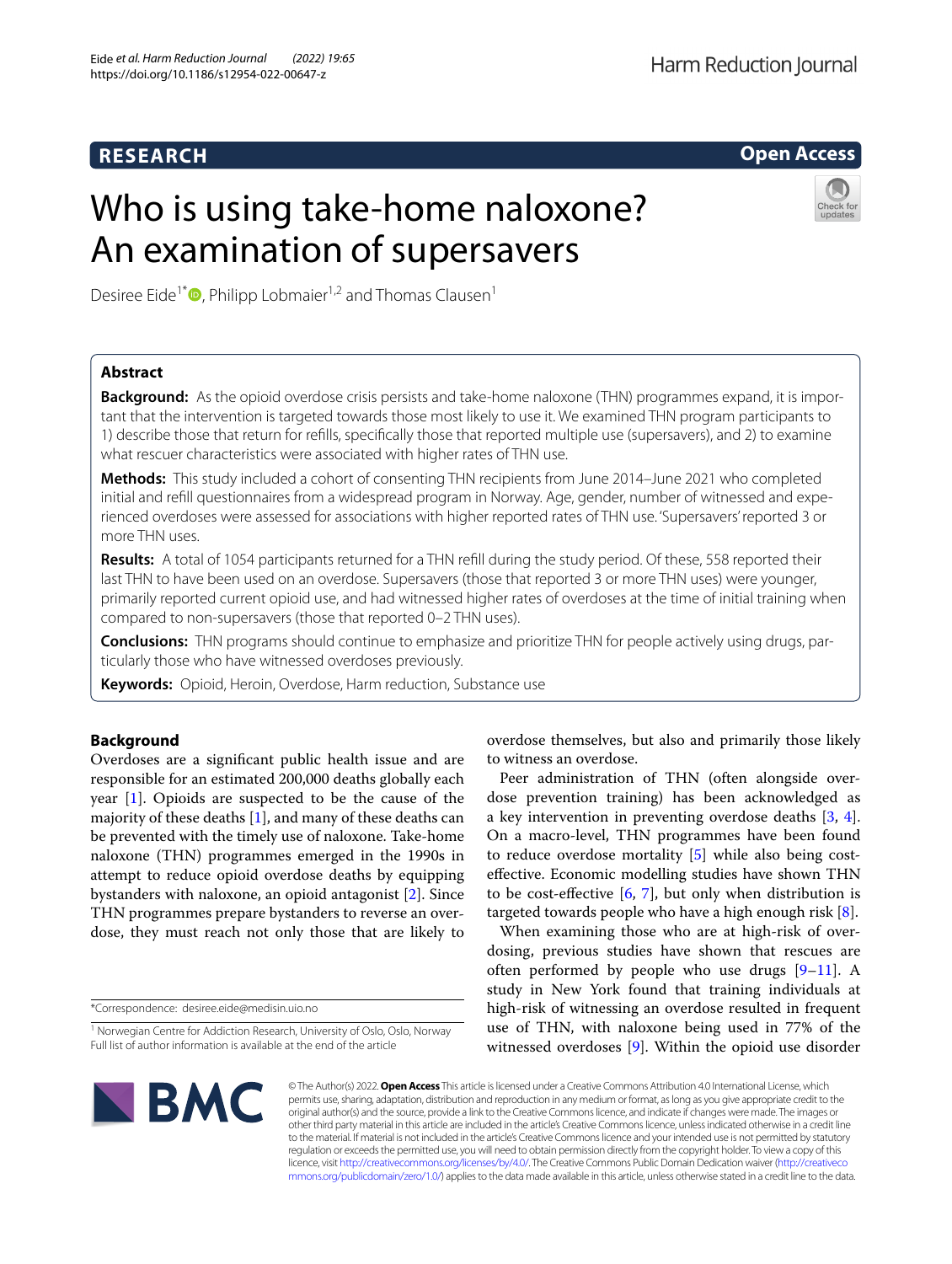RESEARCH

Open Access

# Who is using take-home naloxone? An examination of supersavers

Desiree Eide[1*], Philipp Lobmaier[1,2] and Thomas Clausen[1]

## Abstract

**Background:** As the opioid overdose crisis persists and take-home naloxone (THN) programmes expand, it is important that the intervention is targeted towards those most likely to use it. We examined THN program participants to 1) describe those that return for refills, specifically those that reported multiple use (supersavers), and 2) to examine what rescuer characteristics were associated with higher rates of THN use.

**Methods:** This study included a cohort of consenting THN recipients from June 2014–June 2021 who completed initial and refill questionnaires from a widespread program in Norway. Age, gender, number of witnessed and experienced overdoses were assessed for associations with higher reported rates of THN use. 'Supersavers' reported 3 or more THN uses.

**Results:** A total of 1054 participants returned for a THN refill during the study period. Of these, 558 reported their last THN to have been used on an overdose. Supersavers (those that reported 3 or more THN uses) were younger, primarily reported current opioid use, and had witnessed higher rates of overdoses at the time of initial training when compared to non-supersavers (those that reported 0–2 THN uses).

**Conclusions:** THN programs should continue to emphasize and prioritize THN for people actively using drugs, particularly those who have witnessed overdoses previously.

**Keywords:** Opioid, Heroin, Overdose, Harm reduction, Substance use

## Background

Overdoses are a significant public health issue and are responsible for an estimated 200,000 deaths globally each year [1]. Opioids are suspected to be the cause of the majority of these deaths [1], and many of these deaths can be prevented with the timely use of naloxone. Take-home naloxone (THN) programmes emerged in the 1990s in attempt to reduce opioid overdose deaths by equipping bystanders with naloxone, an opioid antagonist [2]. Since THN programmes prepare bystanders to reverse an overdose, they must reach not only those that are likely to overdose themselves, but also and primarily those likely to witness an overdose.

Peer administration of THN (often alongside overdose prevention training) has been acknowledged as a key intervention in preventing overdose deaths [3, 4]. On a macro-level, THN programmes have been found to reduce overdose mortality [5] while also being cost-effective. Economic modelling studies have shown THN to be cost-effective [6, 7], but only when distribution is targeted towards people who have a high enough risk [8].

When examining those who are at high-risk of overdosing, previous studies have shown that rescues are often performed by people who use drugs [9–11]. A study in New York found that training individuals at high-risk of witnessing an overdose resulted in frequent use of THN, with naloxone being used in 77% of the witnessed overdoses [9]. Within the opioid use disorder

*Correspondence: desiree.eide@medisin.uio.no

[1] Norwegian Centre for Addiction Research, University of Oslo, Oslo, Norway
Full list of author information is available at the end of the article

© The Author(s) 2022. **Open Access** This article is licensed under a Creative Commons Attribution 4.0 International License, which permits use, sharing, adaptation, distribution and reproduction in any medium or format, as long as you give appropriate credit to the original author(s) and the source, provide a link to the Creative Commons licence, and indicate if changes were made. The images or other third party material in this article are included in the article's Creative Commons licence, unless indicated otherwise in a credit line to the material. If material is not included in the article's Creative Commons licence and your intended use is not permitted by statutory regulation or exceeds the permitted use, you will need to obtain permission directly from the copyright holder. To view a copy of this licence, visit http://creativecommons.org/licenses/by/4.0/. The Creative Commons Public Domain Dedication waiver (http://creativecommons.org/publicdomain/zero/1.0/) applies to the data made available in this article, unless otherwise stated in a credit line to the data.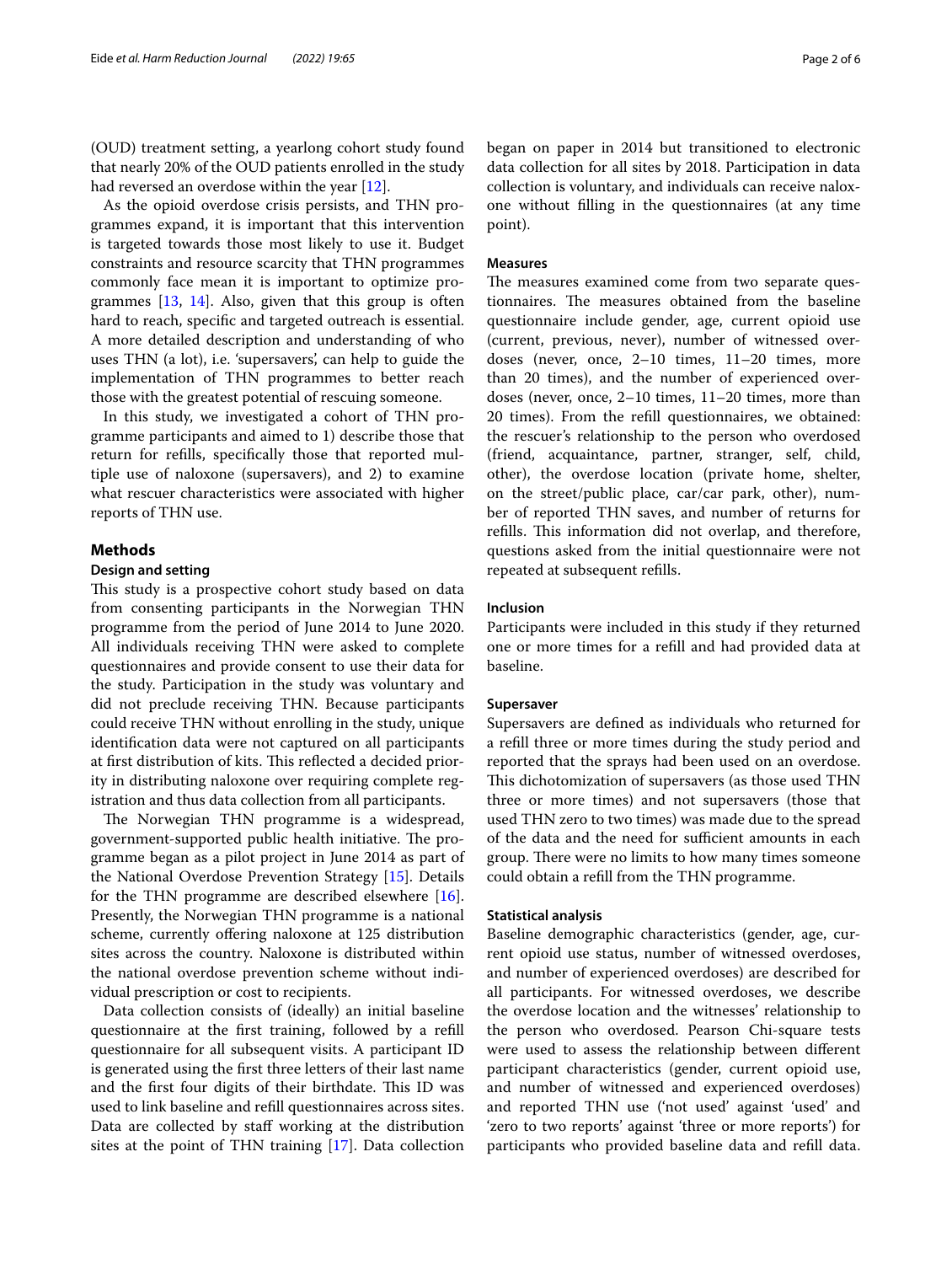(OUD) treatment setting, a yearlong cohort study found that nearly 20% of the OUD patients enrolled in the study had reversed an overdose within the year [12].

As the opioid overdose crisis persists, and THN programmes expand, it is important that this intervention is targeted towards those most likely to use it. Budget constraints and resource scarcity that THN programmes commonly face mean it is important to optimize programmes [13, 14]. Also, given that this group is often hard to reach, specific and targeted outreach is essential. A more detailed description and understanding of who uses THN (a lot), i.e. 'supersavers', can help to guide the implementation of THN programmes to better reach those with the greatest potential of rescuing someone.

In this study, we investigated a cohort of THN programme participants and aimed to 1) describe those that return for refills, specifically those that reported multiple use of naloxone (supersavers), and 2) to examine what rescuer characteristics were associated with higher reports of THN use.

## Methods

### Design and setting

This study is a prospective cohort study based on data from consenting participants in the Norwegian THN programme from the period of June 2014 to June 2020. All individuals receiving THN were asked to complete questionnaires and provide consent to use their data for the study. Participation in the study was voluntary and did not preclude receiving THN. Because participants could receive THN without enrolling in the study, unique identification data were not captured on all participants at first distribution of kits. This reflected a decided priority in distributing naloxone over requiring complete registration and thus data collection from all participants.

The Norwegian THN programme is a widespread, government-supported public health initiative. The programme began as a pilot project in June 2014 as part of the National Overdose Prevention Strategy [15]. Details for the THN programme are described elsewhere [16]. Presently, the Norwegian THN programme is a national scheme, currently offering naloxone at 125 distribution sites across the country. Naloxone is distributed within the national overdose prevention scheme without individual prescription or cost to recipients.

Data collection consists of (ideally) an initial baseline questionnaire at the first training, followed by a refill questionnaire for all subsequent visits. A participant ID is generated using the first three letters of their last name and the first four digits of their birthdate. This ID was used to link baseline and refill questionnaires across sites. Data are collected by staff working at the distribution sites at the point of THN training [17]. Data collection began on paper in 2014 but transitioned to electronic data collection for all sites by 2018. Participation in data collection is voluntary, and individuals can receive naloxone without filling in the questionnaires (at any time point).

### Measures

The measures examined come from two separate questionnaires. The measures obtained from the baseline questionnaire include gender, age, current opioid use (current, previous, never), number of witnessed overdoses (never, once, 2–10 times, 11–20 times, more than 20 times), and the number of experienced overdoses (never, once, 2–10 times, 11–20 times, more than 20 times). From the refill questionnaires, we obtained: the rescuer's relationship to the person who overdosed (friend, acquaintance, partner, stranger, self, child, other), the overdose location (private home, shelter, on the street/public place, car/car park, other), number of reported THN saves, and number of returns for refills. This information did not overlap, and therefore, questions asked from the initial questionnaire were not repeated at subsequent refills.

### Inclusion

Participants were included in this study if they returned one or more times for a refill and had provided data at baseline.

### Supersaver

Supersavers are defined as individuals who returned for a refill three or more times during the study period and reported that the sprays had been used on an overdose. This dichotomization of supersavers (as those used THN three or more times) and not supersavers (those that used THN zero to two times) was made due to the spread of the data and the need for sufficient amounts in each group. There were no limits to how many times someone could obtain a refill from the THN programme.

### Statistical analysis

Baseline demographic characteristics (gender, age, current opioid use status, number of witnessed overdoses, and number of experienced overdoses) are described for all participants. For witnessed overdoses, we describe the overdose location and the witnesses' relationship to the person who overdosed. Pearson Chi-square tests were used to assess the relationship between different participant characteristics (gender, current opioid use, and number of witnessed and experienced overdoses) and reported THN use ('not used' against 'used' and 'zero to two reports' against 'three or more reports') for participants who provided baseline data and refill data.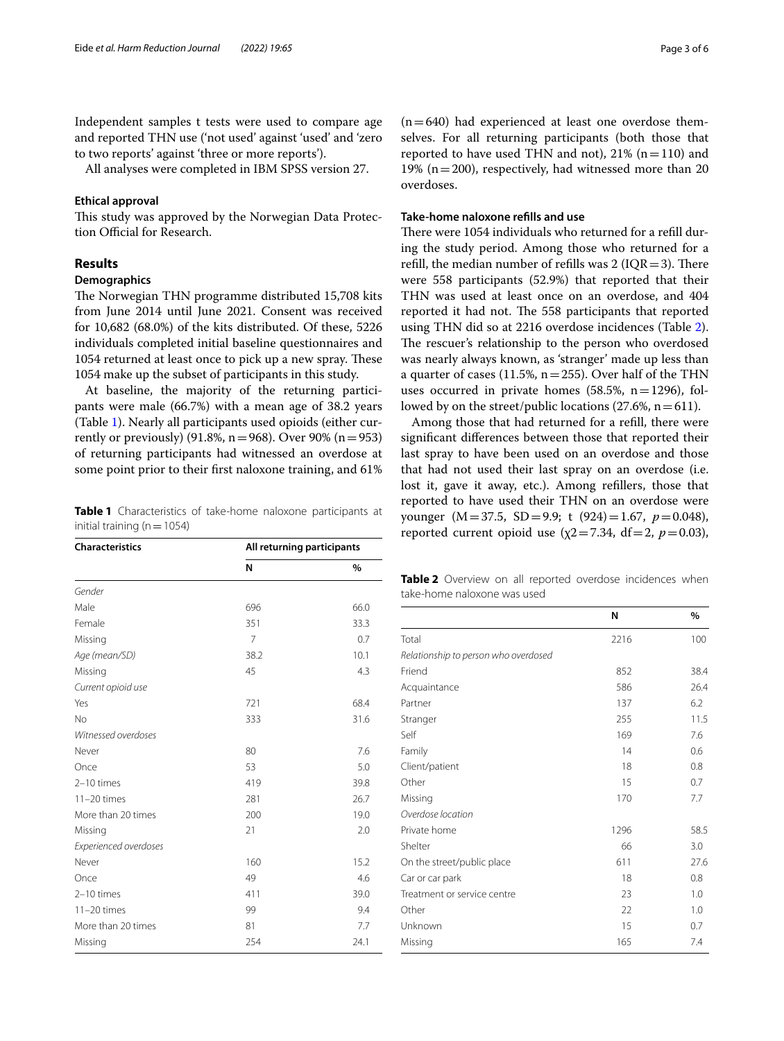Independent samples t tests were used to compare age and reported THN use ('not used' against 'used' and 'zero to two reports' against 'three or more reports').

All analyses were completed in IBM SPSS version 27.

### Ethical approval

This study was approved by the Norwegian Data Protection Official for Research.

## Results

### Demographics

The Norwegian THN programme distributed 15,708 kits from June 2014 until June 2021. Consent was received for 10,682 (68.0%) of the kits distributed. Of these, 5226 individuals completed initial baseline questionnaires and 1054 returned at least once to pick up a new spray. These 1054 make up the subset of participants in this study.

At baseline, the majority of the returning participants were male (66.7%) with a mean age of 38.2 years (Table 1). Nearly all participants used opioids (either currently or previously) (91.8%, n = 968). Over 90% (n = 953) of returning participants had witnessed an overdose at some point prior to their first naloxone training, and 61% (n = 640) had experienced at least one overdose themselves. For all returning participants (both those that reported to have used THN and not), 21% (n = 110) and 19% (n = 200), respectively, had witnessed more than 20 overdoses.

**Table 1** Characteristics of take-home naloxone participants at initial training (n = 1054)

| Characteristics | All returning participants | |
|---|---|---|
| | N | % |
| *Gender* | | |
| Male | 696 | 66.0 |
| Female | 351 | 33.3 |
| Missing | 7 | 0.7 |
| *Age (mean/SD)* | 38.2 | 10.1 |
| Missing | 45 | 4.3 |
| *Current opioid use* | | |
| Yes | 721 | 68.4 |
| No | 333 | 31.6 |
| *Witnessed overdoses* | | |
| Never | 80 | 7.6 |
| Once | 53 | 5.0 |
| 2–10 times | 419 | 39.8 |
| 11–20 times | 281 | 26.7 |
| More than 20 times | 200 | 19.0 |
| Missing | 21 | 2.0 |
| *Experienced overdoses* | | |
| Never | 160 | 15.2 |
| Once | 49 | 4.6 |
| 2–10 times | 411 | 39.0 |
| 11–20 times | 99 | 9.4 |
| More than 20 times | 81 | 7.7 |
| Missing | 254 | 24.1 |

### Take-home naloxone refills and use

There were 1054 individuals who returned for a refill during the study period. Among those who returned for a refill, the median number of refills was 2 (IQR = 3). There were 558 participants (52.9%) that reported that their THN was used at least once on an overdose, and 404 reported it had not. The 558 participants that reported using THN did so at 2216 overdose incidences (Table 2). The rescuer's relationship to the person who overdosed was nearly always known, as 'stranger' made up less than a quarter of cases (11.5%, n = 255). Over half of the THN uses occurred in private homes (58.5%, n = 1296), followed by on the street/public locations (27.6%, n = 611).

Among those that had returned for a refill, there were significant differences between those that reported their last spray to have been used on an overdose and those that had not used their last spray on an overdose (i.e. lost it, gave it away, etc.). Among refillers, those that reported to have used their THN on an overdose were younger (M = 37.5, SD = 9.9; t (924) = 1.67, $p = 0.048$), reported current opioid use ($\chi 2 = 7.34$, df = 2, $p = 0.03$),

**Table 2** Overview on all reported overdose incidences when take-home naloxone was used

| | N | % |
|---|---|---|
| Total | 2216 | 100 |
| *Relationship to person who overdosed* | | |
| Friend | 852 | 38.4 |
| Acquaintance | 586 | 26.4 |
| Partner | 137 | 6.2 |
| Stranger | 255 | 11.5 |
| Self | 169 | 7.6 |
| Family | 14 | 0.6 |
| Client/patient | 18 | 0.8 |
| Other | 15 | 0.7 |
| Missing | 170 | 7.7 |
| *Overdose location* | | |
| Private home | 1296 | 58.5 |
| Shelter | 66 | 3.0 |
| On the street/public place | 611 | 27.6 |
| Car or car park | 18 | 0.8 |
| Treatment or service centre | 23 | 1.0 |
| Other | 22 | 1.0 |
| Unknown | 15 | 0.7 |
| Missing | 165 | 7.4 |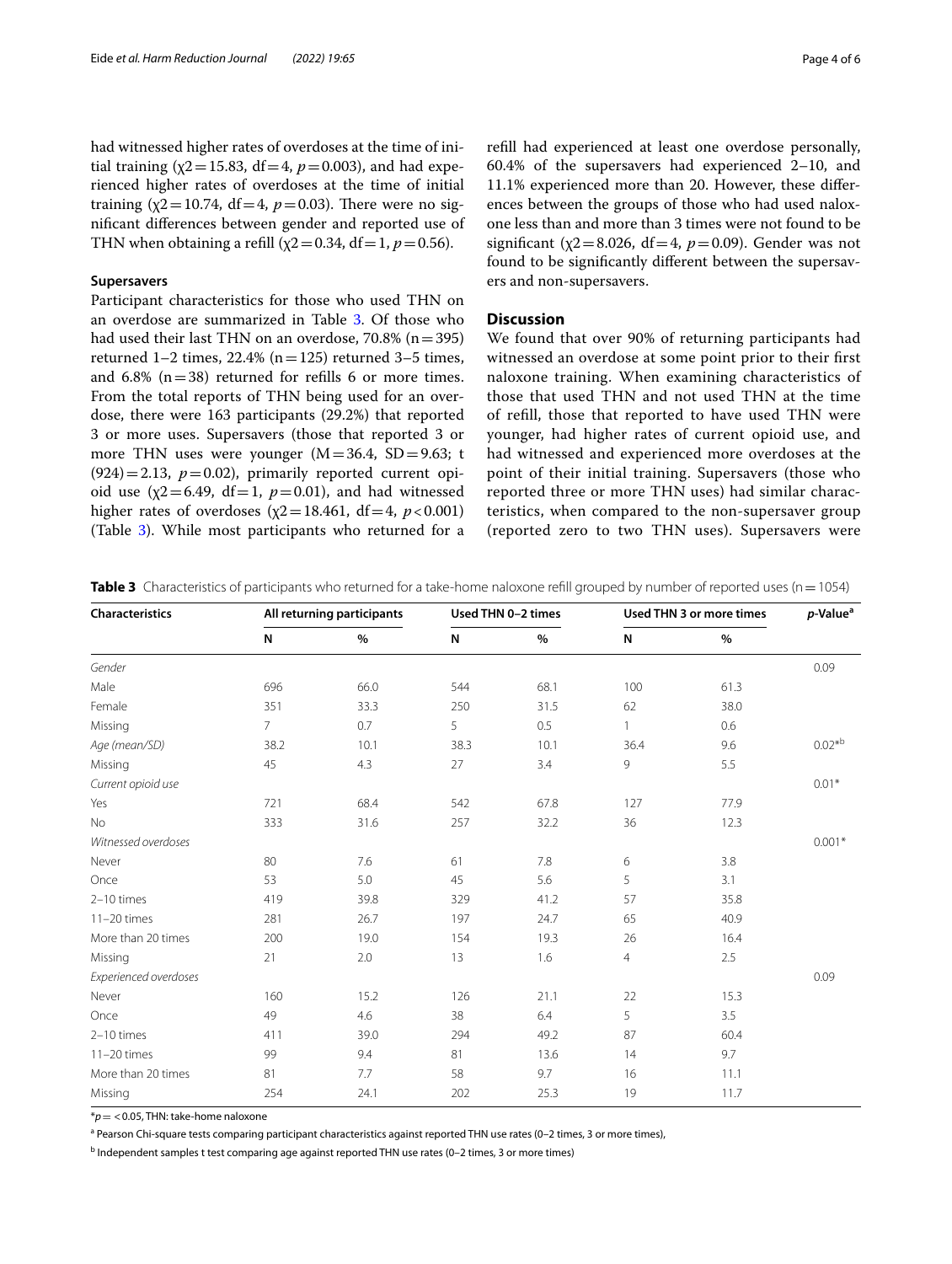had witnessed higher rates of overdoses at the time of initial training ($\chi2 = 15.83$, df $= 4$, $p = 0.003$), and had experienced higher rates of overdoses at the time of initial training ($\chi2 = 10.74$, df $= 4$, $p = 0.03$). There were no significant differences between gender and reported use of THN when obtaining a refill ($\chi2 = 0.34$, df $= 1$, $p = 0.56$).

### Supersavers

Participant characteristics for those who used THN on an overdose are summarized in Table 3. Of those who had used their last THN on an overdose, 70.8% (n = 395) returned 1–2 times, 22.4% (n = 125) returned 3–5 times, and 6.8% (n = 38) returned for refills 6 or more times. From the total reports of THN being used for an overdose, there were 163 participants (29.2%) that reported 3 or more uses. Supersavers (those that reported 3 or more THN uses) were younger (M = 36.4, SD = 9.63; $t(924) = 2.13$, $p = 0.02$), primarily reported current opioid use ($\chi2 = 6.49$, df $= 1$, $p = 0.01$), and had witnessed higher rates of overdoses ($\chi2 = 18.461$, df $= 4$, $p < 0.001$) (Table 3). While most participants who returned for a refill had experienced at least one overdose personally, 60.4% of the supersavers had experienced 2–10, and 11.1% experienced more than 20. However, these differences between the groups of those who had used naloxone less than and more than 3 times were not found to be significant ($\chi2 = 8.026$, df $= 4$, $p = 0.09$). Gender was not found to be significantly different between the supersavers and non-supersavers.

## Discussion

We found that over 90% of returning participants had witnessed an overdose at some point prior to their first naloxone training. When examining characteristics of those that used THN and not used THN at the time of refill, those that reported to have used THN were younger, had higher rates of current opioid use, and had witnessed and experienced more overdoses at the point of their initial training. Supersavers (those who reported three or more THN uses) had similar characteristics, when compared to the non-supersaver group (reported zero to two THN uses). Supersavers were

**Table 3** Characteristics of participants who returned for a take-home naloxone refill grouped by number of reported uses (n = 1054)

| Characteristics | All returning participants | | Used THN 0–2 times | | Used THN 3 or more times | | *p*-Value[a] |
|---|---|---|---|---|---|---|---|
| | N | % | N | % | N | % | |
| *Gender* | | | | | | | 0.09 |
| Male | 696 | 66.0 | 544 | 68.1 | 100 | 61.3 | |
| Female | 351 | 33.3 | 250 | 31.5 | 62 | 38.0 | |
| Missing | 7 | 0.7 | 5 | 0.5 | 1 | 0.6 | |
| *Age (mean/SD)* | 38.2 | 10.1 | 38.3 | 10.1 | 36.4 | 9.6 | 0.02*[b] |
| Missing | 45 | 4.3 | 27 | 3.4 | 9 | 5.5 | |
| *Current opioid use* | | | | | | | 0.01* |
| Yes | 721 | 68.4 | 542 | 67.8 | 127 | 77.9 | |
| No | 333 | 31.6 | 257 | 32.2 | 36 | 12.3 | |
| *Witnessed overdoses* | | | | | | | 0.001* |
| Never | 80 | 7.6 | 61 | 7.8 | 6 | 3.8 | |
| Once | 53 | 5.0 | 45 | 5.6 | 5 | 3.1 | |
| 2–10 times | 419 | 39.8 | 329 | 41.2 | 57 | 35.8 | |
| 11–20 times | 281 | 26.7 | 197 | 24.7 | 65 | 40.9 | |
| More than 20 times | 200 | 19.0 | 154 | 19.3 | 26 | 16.4 | |
| Missing | 21 | 2.0 | 13 | 1.6 | 4 | 2.5 | |
| *Experienced overdoses* | | | | | | | 0.09 |
| Never | 160 | 15.2 | 126 | 21.1 | 22 | 15.3 | |
| Once | 49 | 4.6 | 38 | 6.4 | 5 | 3.5 | |
| 2–10 times | 411 | 39.0 | 294 | 49.2 | 87 | 60.4 | |
| 11–20 times | 99 | 9.4 | 81 | 13.6 | 14 | 9.7 | |
| More than 20 times | 81 | 7.7 | 58 | 9.7 | 16 | 11.1 | |
| Missing | 254 | 24.1 | 202 | 25.3 | 19 | 11.7 | |

*$p = < 0.05$, THN: take-home naloxone

[a] Pearson Chi-square tests comparing participant characteristics against reported THN use rates (0–2 times, 3 or more times),

[b] Independent samples t test comparing age against reported THN use rates (0–2 times, 3 or more times)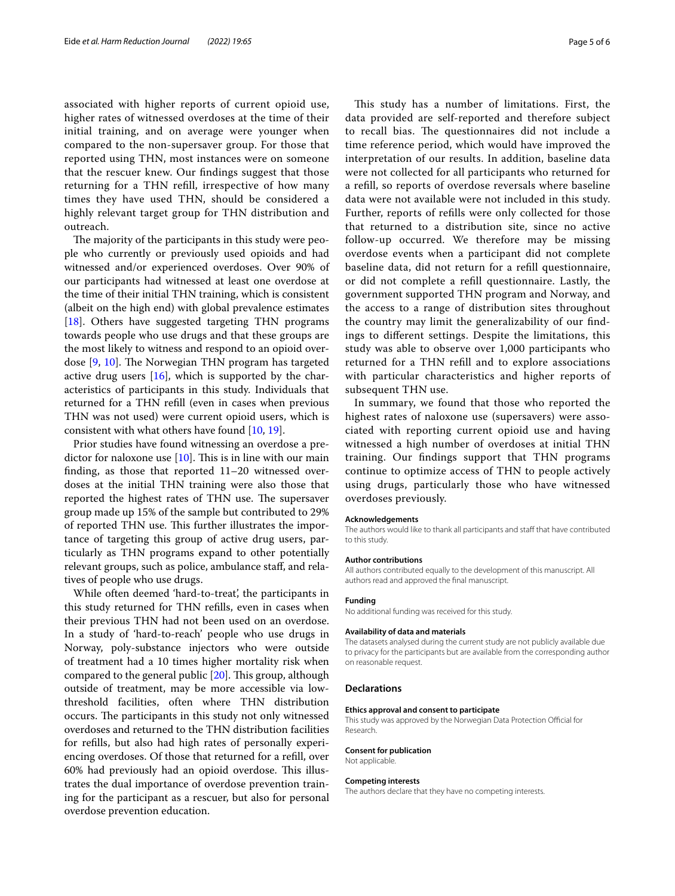associated with higher reports of current opioid use, higher rates of witnessed overdoses at the time of their initial training, and on average were younger when compared to the non-supersaver group. For those that reported using THN, most instances were on someone that the rescuer knew. Our findings suggest that those returning for a THN refill, irrespective of how many times they have used THN, should be considered a highly relevant target group for THN distribution and outreach.

The majority of the participants in this study were people who currently or previously used opioids and had witnessed and/or experienced overdoses. Over 90% of our participants had witnessed at least one overdose at the time of their initial THN training, which is consistent (albeit on the high end) with global prevalence estimates [18]. Others have suggested targeting THN programs towards people who use drugs and that these groups are the most likely to witness and respond to an opioid overdose [9, 10]. The Norwegian THN program has targeted active drug users [16], which is supported by the characteristics of participants in this study. Individuals that returned for a THN refill (even in cases when previous THN was not used) were current opioid users, which is consistent with what others have found [10, 19].

Prior studies have found witnessing an overdose a predictor for naloxone use [10]. This is in line with our main finding, as those that reported 11–20 witnessed overdoses at the initial THN training were also those that reported the highest rates of THN use. The supersaver group made up 15% of the sample but contributed to 29% of reported THN use. This further illustrates the importance of targeting this group of active drug users, particularly as THN programs expand to other potentially relevant groups, such as police, ambulance staff, and relatives of people who use drugs.

While often deemed 'hard-to-treat', the participants in this study returned for THN refills, even in cases when their previous THN had not been used on an overdose. In a study of 'hard-to-reach' people who use drugs in Norway, poly-substance injectors who were outside of treatment had a 10 times higher mortality risk when compared to the general public [20]. This group, although outside of treatment, may be more accessible via low-threshold facilities, often where THN distribution occurs. The participants in this study not only witnessed overdoses and returned to the THN distribution facilities for refills, but also had high rates of personally experiencing overdoses. Of those that returned for a refill, over 60% had previously had an opioid overdose. This illustrates the dual importance of overdose prevention training for the participant as a rescuer, but also for personal overdose prevention education.

This study has a number of limitations. First, the data provided are self-reported and therefore subject to recall bias. The questionnaires did not include a time reference period, which would have improved the interpretation of our results. In addition, baseline data were not collected for all participants who returned for a refill, so reports of overdose reversals where baseline data were not available were not included in this study. Further, reports of refills were only collected for those that returned to a distribution site, since no active follow-up occurred. We therefore may be missing overdose events when a participant did not complete baseline data, did not return for a refill questionnaire, or did not complete a refill questionnaire. Lastly, the government supported THN program and Norway, and the access to a range of distribution sites throughout the country may limit the generalizability of our findings to different settings. Despite the limitations, this study was able to observe over 1,000 participants who returned for a THN refill and to explore associations with particular characteristics and higher reports of subsequent THN use.

In summary, we found that those who reported the highest rates of naloxone use (supersavers) were associated with reporting current opioid use and having witnessed a high number of overdoses at initial THN training. Our findings support that THN programs continue to optimize access of THN to people actively using drugs, particularly those who have witnessed overdoses previously.

#### Acknowledgements
The authors would like to thank all participants and staff that have contributed to this study.

#### Author contributions
All authors contributed equally to the development of this manuscript. All authors read and approved the final manuscript.

#### Funding
No additional funding was received for this study.

#### Availability of data and materials
The datasets analysed during the current study are not publicly available due to privacy for the participants but are available from the corresponding author on reasonable request.

### Declarations

#### Ethics approval and consent to participate
This study was approved by the Norwegian Data Protection Official for Research.

#### Consent for publication
Not applicable.

#### Competing interests
The authors declare that they have no competing interests.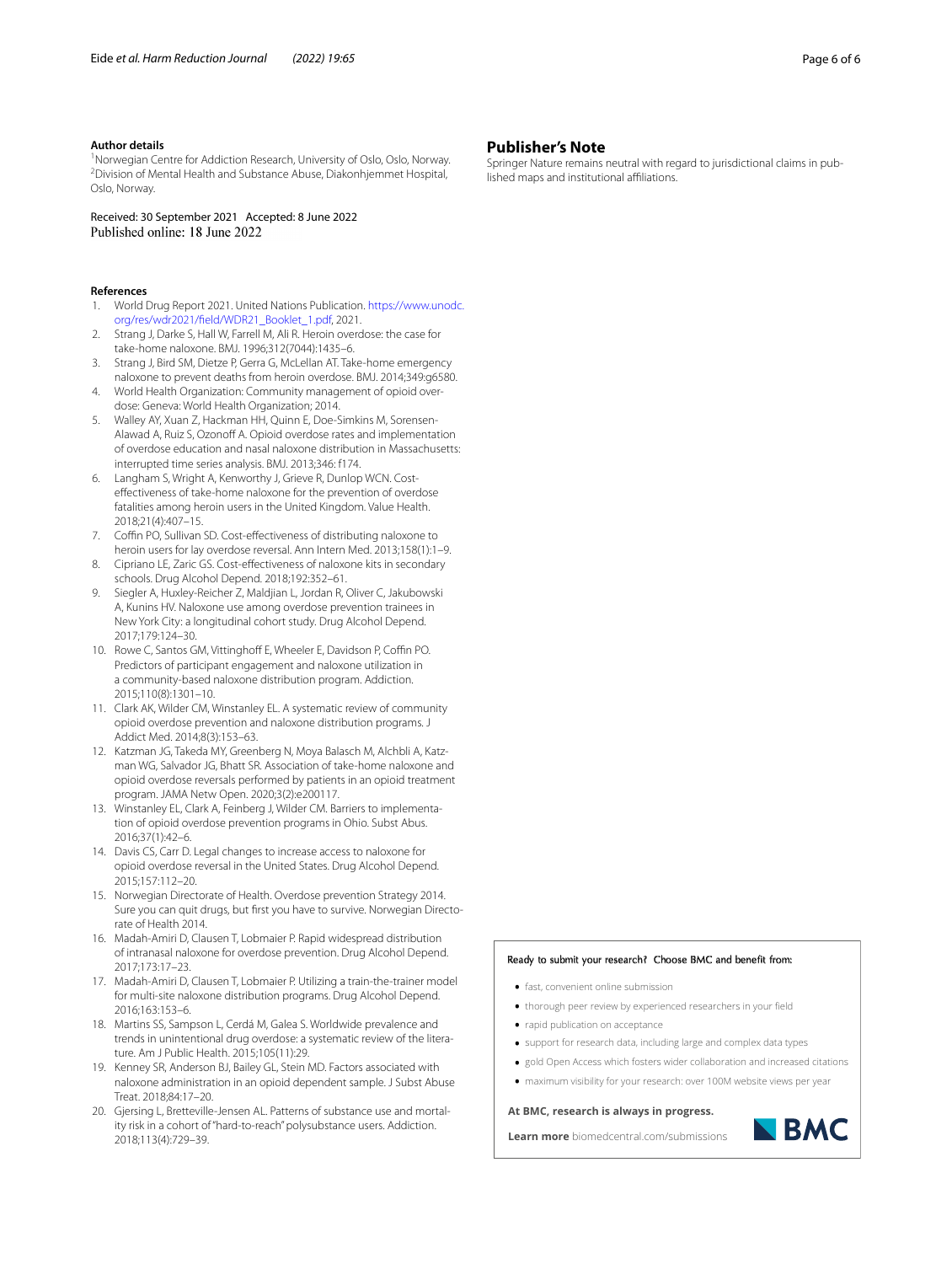**Author details**

[1] Norwegian Centre for Addiction Research, University of Oslo, Oslo, Norway. [2] Division of Mental Health and Substance Abuse, Diakonhjemmet Hospital, Oslo, Norway.

Received: 30 September 2021 Accepted: 8 June 2022
Published online: 18 June 2022

**References**

1. World Drug Report 2021. United Nations Publication. https://www.unodc.org/res/wdr2021/field/WDR21_Booklet_1.pdf, 2021.
2. Strang J, Darke S, Hall W, Farrell M, Ali R. Heroin overdose: the case for take-home naloxone. BMJ. 1996;312(7044):1435–6.
3. Strang J, Bird SM, Dietze P, Gerra G, McLellan AT. Take-home emergency naloxone to prevent deaths from heroin overdose. BMJ. 2014;349:g6580.
4. World Health Organization: Community management of opioid overdose: Geneva: World Health Organization; 2014.
5. Walley AY, Xuan Z, Hackman HH, Quinn E, Doe-Simkins M, Sorensen-Alawad A, Ruiz S, Ozonoff A. Opioid overdose rates and implementation of overdose education and nasal naloxone distribution in Massachusetts: interrupted time series analysis. BMJ. 2013;346: f174.
6. Langham S, Wright A, Kenworthy J, Grieve R, Dunlop WCN. Cost-effectiveness of take-home naloxone for the prevention of overdose fatalities among heroin users in the United Kingdom. Value Health. 2018;21(4):407–15.
7. Coffin PO, Sullivan SD. Cost-effectiveness of distributing naloxone to heroin users for lay overdose reversal. Ann Intern Med. 2013;158(1):1–9.
8. Cipriano LE, Zaric GS. Cost-effectiveness of naloxone kits in secondary schools. Drug Alcohol Depend. 2018;192:352–61.
9. Siegler A, Huxley-Reicher Z, Maldjian L, Jordan R, Oliver C, Jakubowski A, Kunins HV. Naloxone use among overdose prevention trainees in New York City: a longitudinal cohort study. Drug Alcohol Depend. 2017;179:124–30.
10. Rowe C, Santos GM, Vittinghoff E, Wheeler E, Davidson P, Coffin PO. Predictors of participant engagement and naloxone utilization in a community-based naloxone distribution program. Addiction. 2015;110(8):1301–10.
11. Clark AK, Wilder CM, Winstanley EL. A systematic review of community opioid overdose prevention and naloxone distribution programs. J Addict Med. 2014;8(3):153–63.
12. Katzman JG, Takeda MY, Greenberg N, Moya Balasch M, Alchbli A, Katzman WG, Salvador JG, Bhatt SR. Association of take-home naloxone and opioid overdose reversals performed by patients in an opioid treatment program. JAMA Netw Open. 2020;3(2):e200117.
13. Winstanley EL, Clark A, Feinberg J, Wilder CM. Barriers to implementation of opioid overdose prevention programs in Ohio. Subst Abus. 2016;37(1):42–6.
14. Davis CS, Carr D. Legal changes to increase access to naloxone for opioid overdose reversal in the United States. Drug Alcohol Depend. 2015;157:112–20.
15. Norwegian Directorate of Health. Overdose prevention Strategy 2014. Sure you can quit drugs, but first you have to survive. Norwegian Directorate of Health 2014.
16. Madah-Amiri D, Clausen T, Lobmaier P. Rapid widespread distribution of intranasal naloxone for overdose prevention. Drug Alcohol Depend. 2017;173:17–23.
17. Madah-Amiri D, Clausen T, Lobmaier P. Utilizing a train-the-trainer model for multi-site naloxone distribution programs. Drug Alcohol Depend. 2016;163:153–6.
18. Martins SS, Sampson L, Cerdá M, Galea S. Worldwide prevalence and trends in unintentional drug overdose: a systematic review of the literature. Am J Public Health. 2015;105(11):29.
19. Kenney SR, Anderson BJ, Bailey GL, Stein MD. Factors associated with naloxone administration in an opioid dependent sample. J Subst Abuse Treat. 2018;84:17–20.
20. Gjersing L, Bretteville-Jensen AL. Patterns of substance use and mortality risk in a cohort of "hard-to-reach" polysubstance users. Addiction. 2018;113(4):729–39.

## Publisher's Note

Springer Nature remains neutral with regard to jurisdictional claims in published maps and institutional affiliations.

Ready to submit your research? Choose BMC and benefit from:

- fast, convenient online submission
- thorough peer review by experienced researchers in your field
- rapid publication on acceptance
- support for research data, including large and complex data types
- gold Open Access which fosters wider collaboration and increased citations
- maximum visibility for your research: over 100M website views per year

**At BMC, research is always in progress.**

**Learn more** biomedcentral.com/submissions